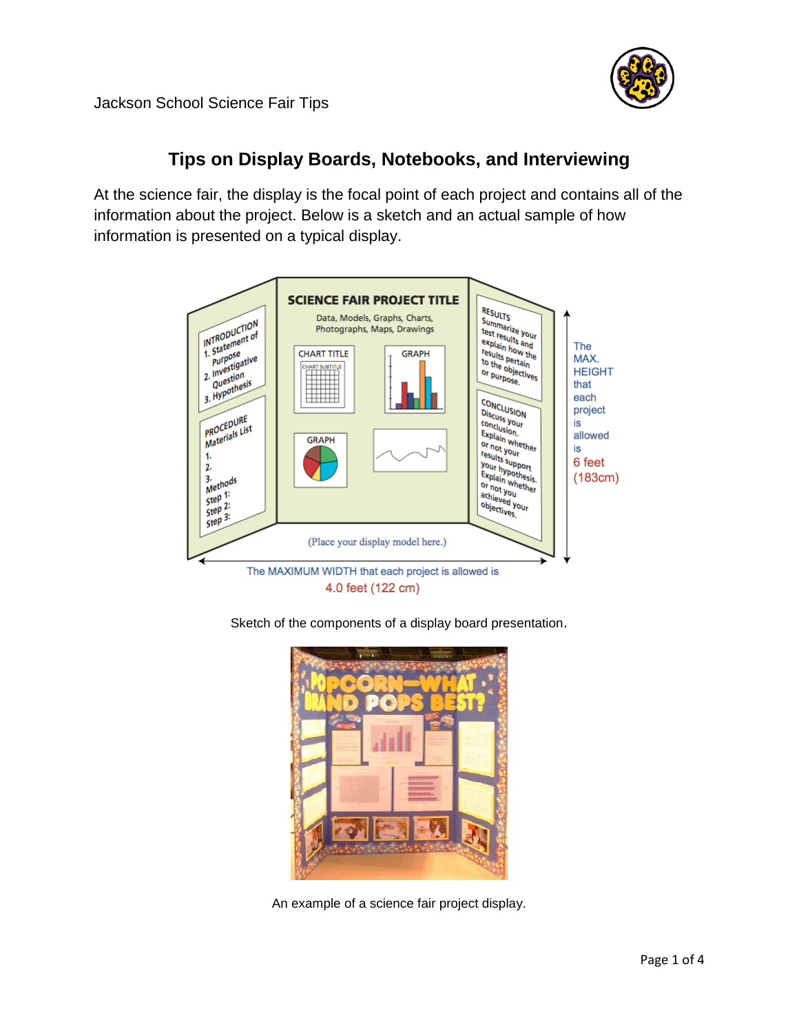Jackson School Science Fair Tips

## Tips on Display Boards, Notebooks, and Interviewing

At the science fair, the display is the focal point of each project and contains all of the information about the project. Below is a sketch and an actual sample of how information is presented on a typical display.

Sketch of the components of a display board presentation.

An example of a science fair project display.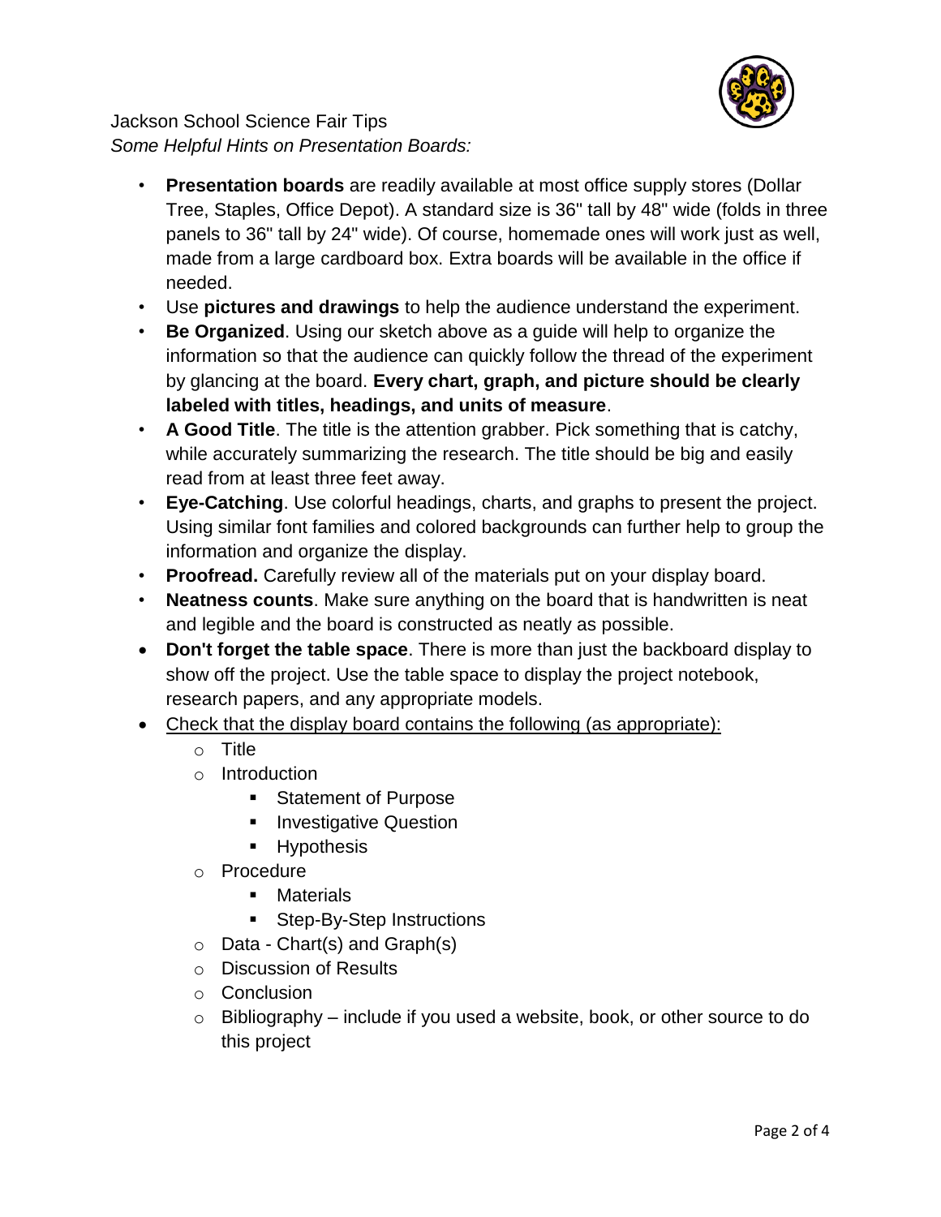Jackson School Science Fair Tips

*Some Helpful Hints on Presentation Boards:*

- **Presentation boards** are readily available at most office supply stores (Dollar Tree, Staples, Office Depot). A standard size is 36" tall by 48" wide (folds in three panels to 36" tall by 24" wide). Of course, homemade ones will work just as well, made from a large cardboard box. Extra boards will be available in the office if needed.
- Use **pictures and drawings** to help the audience understand the experiment.
- **Be Organized**. Using our sketch above as a guide will help to organize the information so that the audience can quickly follow the thread of the experiment by glancing at the board. **Every chart, graph, and picture should be clearly labeled with titles, headings, and units of measure**.
- **A Good Title**. The title is the attention grabber. Pick something that is catchy, while accurately summarizing the research. The title should be big and easily read from at least three feet away.
- **Eye-Catching**. Use colorful headings, charts, and graphs to present the project. Using similar font families and colored backgrounds can further help to group the information and organize the display.
- **Proofread.** Carefully review all of the materials put on your display board.
- **Neatness counts**. Make sure anything on the board that is handwritten is neat and legible and the board is constructed as neatly as possible.
- **Don't forget the table space**. There is more than just the backboard display to show off the project. Use the table space to display the project notebook, research papers, and any appropriate models.
- <u>Check that the display board contains the following (as appropriate):</u>
  - Title
  - Introduction
    - Statement of Purpose
    - Investigative Question
    - Hypothesis
  - Procedure
    - Materials
    - Step-By-Step Instructions
  - Data - Chart(s) and Graph(s)
  - Discussion of Results
  - Conclusion
  - Bibliography – include if you used a website, book, or other source to do this project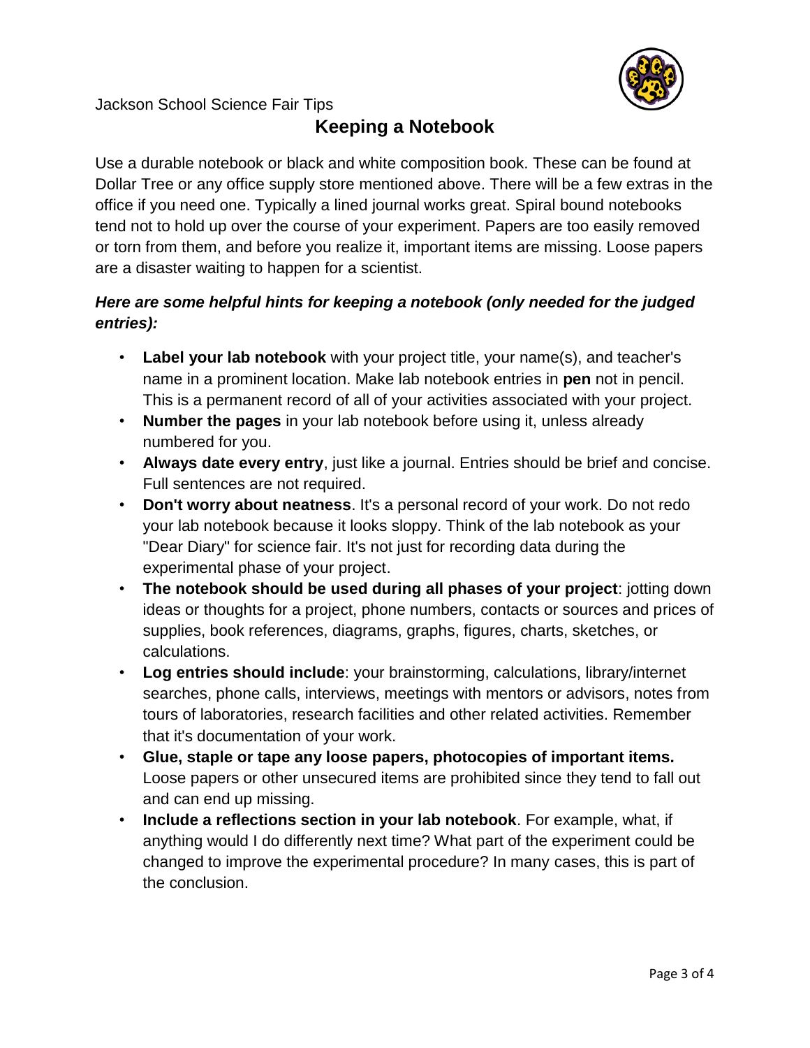Jackson School Science Fair Tips

# Keeping a Notebook

Use a durable notebook or black and white composition book. These can be found at Dollar Tree or any office supply store mentioned above. There will be a few extras in the office if you need one. Typically a lined journal works great. Spiral bound notebooks tend not to hold up over the course of your experiment. Papers are too easily removed or torn from them, and before you realize it, important items are missing. Loose papers are a disaster waiting to happen for a scientist.

***Here are some helpful hints for keeping a notebook (only needed for the judged entries):***

- **Label your lab notebook** with your project title, your name(s), and teacher's name in a prominent location. Make lab notebook entries in **pen** not in pencil. This is a permanent record of all of your activities associated with your project.
- **Number the pages** in your lab notebook before using it, unless already numbered for you.
- **Always date every entry**, just like a journal. Entries should be brief and concise. Full sentences are not required.
- **Don't worry about neatness**. It's a personal record of your work. Do not redo your lab notebook because it looks sloppy. Think of the lab notebook as your "Dear Diary" for science fair. It's not just for recording data during the experimental phase of your project.
- **The notebook should be used during all phases of your project**: jotting down ideas or thoughts for a project, phone numbers, contacts or sources and prices of supplies, book references, diagrams, graphs, figures, charts, sketches, or calculations.
- **Log entries should include**: your brainstorming, calculations, library/internet searches, phone calls, interviews, meetings with mentors or advisors, notes from tours of laboratories, research facilities and other related activities. Remember that it's documentation of your work.
- **Glue, staple or tape any loose papers, photocopies of important items.** Loose papers or other unsecured items are prohibited since they tend to fall out and can end up missing.
- **Include a reflections section in your lab notebook**. For example, what, if anything would I do differently next time? What part of the experiment could be changed to improve the experimental procedure? In many cases, this is part of the conclusion.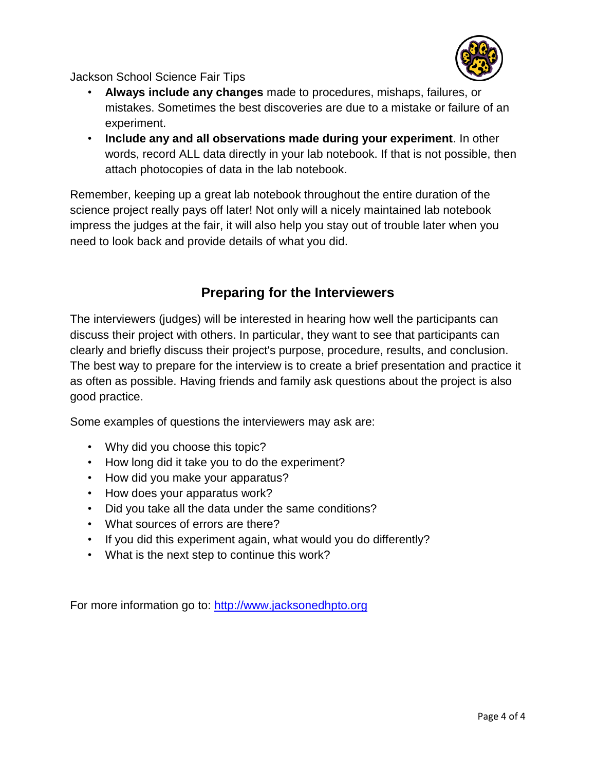- **Always include any changes** made to procedures, mishaps, failures, or mistakes. Sometimes the best discoveries are due to a mistake or failure of an experiment.
- **Include any and all observations made during your experiment**. In other words, record ALL data directly in your lab notebook. If that is not possible, then attach photocopies of data in the lab notebook.

Remember, keeping up a great lab notebook throughout the entire duration of the science project really pays off later! Not only will a nicely maintained lab notebook impress the judges at the fair, it will also help you stay out of trouble later when you need to look back and provide details of what you did.

## Preparing for the Interviewers

The interviewers (judges) will be interested in hearing how well the participants can discuss their project with others. In particular, they want to see that participants can clearly and briefly discuss their project's purpose, procedure, results, and conclusion. The best way to prepare for the interview is to create a brief presentation and practice it as often as possible. Having friends and family ask questions about the project is also good practice.

Some examples of questions the interviewers may ask are:

- Why did you choose this topic?
- How long did it take you to do the experiment?
- How did you make your apparatus?
- How does your apparatus work?
- Did you take all the data under the same conditions?
- What sources of errors are there?
- If you did this experiment again, what would you do differently?
- What is the next step to continue this work?

For more information go to: [http://www.jacksonedhpto.org](http://www.jacksonedhpto.org)